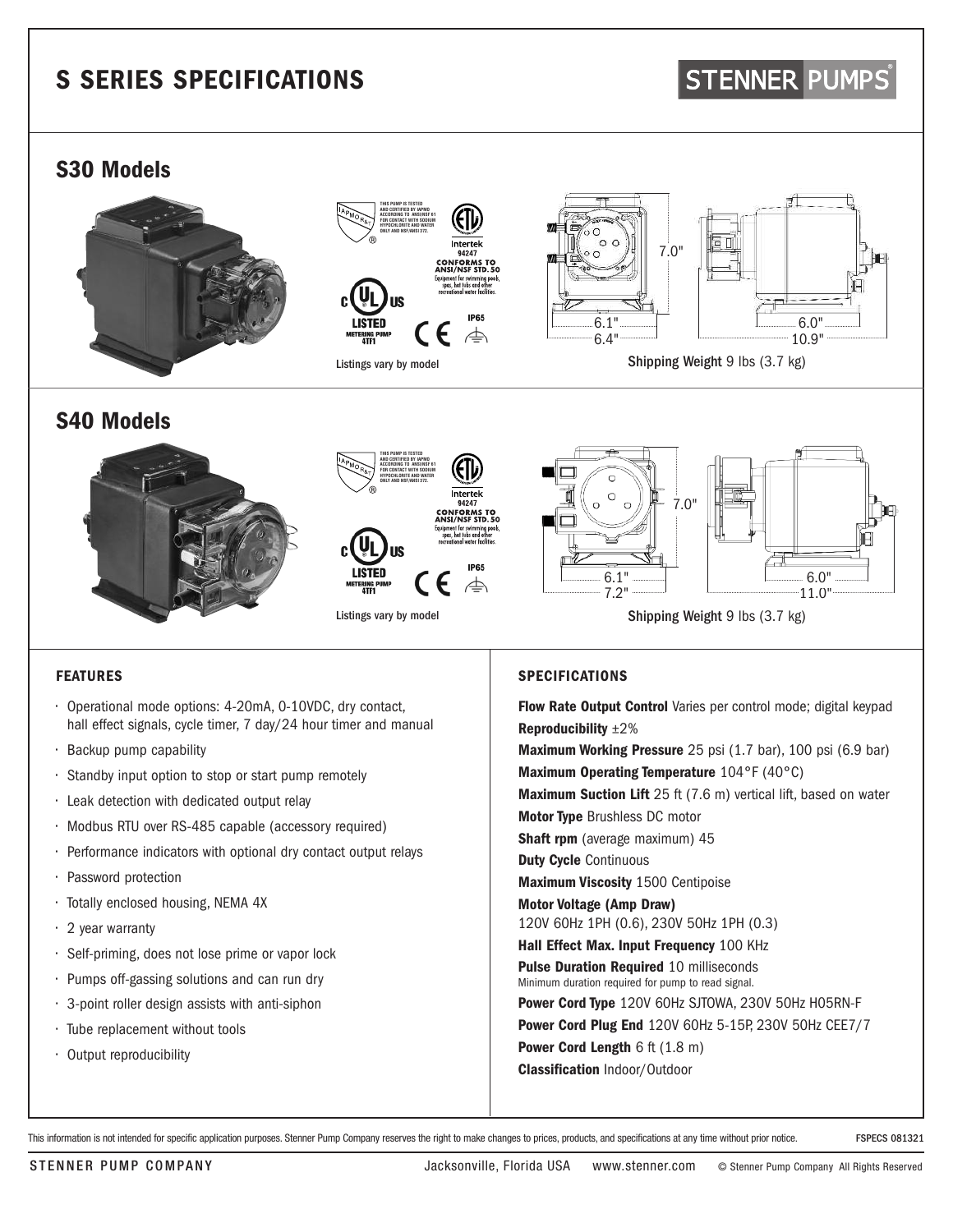# S SERIES SPECIFICATIONS

STENNER PUMPS

## S30 Models

THIS PUMP IS TESTED AND CERTIFIED BY IAPMO ACCORDING TO ANSI/NSF 61 FOR CONTACT WITH SODIUM HYPOCHLORITE AND WATER ONLY AND NSF/ANSI 372.

Intertek 94247 CONFORMS TO ANSI/NSF STD. 50 Equipment for swimming pools, spas, hot tubs and other recreational water facilities.

LISTED METERING PUMP 4TF1

IP65

Listings vary by model

7.0"

6.1"

6.4"

6.0"

10.9"

Shipping Weight 9 lbs (3.7 kg)

## S40 Models

THIS PUMP IS TESTED AND CERTIFIED BY IAPMO ACCORDING TO ANSI/NSF 61 FOR CONTACT WITH SODIUM HYPOCHLORITE AND WATER ONLY AND NSF/ANSI 372.

Intertek 94247 CONFORMS TO ANSI/NSF STD. 50 Equipment for swimming pools, spas, hot tubs and other recreational water facilities.

LISTED METERING PUMP 4TF1

IP65

Listings vary by model

7.0"

6.1"

7.2"

6.0"

11.0"

Shipping Weight 9 lbs (3.7 kg)

### FEATURES

- Operational mode options: 4-20mA, 0-10VDC, dry contact, hall effect signals, cycle timer, 7 day/24 hour timer and manual
- Backup pump capability
- Standby input option to stop or start pump remotely
- Leak detection with dedicated output relay
- Modbus RTU over RS-485 capable (accessory required)
- Performance indicators with optional dry contact output relays
- Password protection
- Totally enclosed housing, NEMA 4X
- 2 year warranty
- Self-priming, does not lose prime or vapor lock
- Pumps off-gassing solutions and can run dry
- 3-point roller design assists with anti-siphon
- Tube replacement without tools
- Output reproducibility

### SPECIFICATIONS

**Flow Rate Output Control** Varies per control mode; digital keypad

**Reproducibility** ±2%

**Maximum Working Pressure** 25 psi (1.7 bar), 100 psi (6.9 bar)

**Maximum Operating Temperature** 104°F (40°C)

**Maximum Suction Lift** 25 ft (7.6 m) vertical lift, based on water

**Motor Type** Brushless DC motor

**Shaft rpm** (average maximum) 45

**Duty Cycle** Continuous

**Maximum Viscosity** 1500 Centipoise

**Motor Voltage (Amp Draw)**
120V 60Hz 1PH (0.6), 230V 50Hz 1PH (0.3)

**Hall Effect Max. Input Frequency** 100 KHz

**Pulse Duration Required** 10 milliseconds
Minimum duration required for pump to read signal.

**Power Cord Type** 120V 60Hz SJTOWA, 230V 50Hz H05RN-F

**Power Cord Plug End** 120V 60Hz 5-15P, 230V 50Hz CEE7/7

**Power Cord Length** 6 ft (1.8 m)

**Classification** Indoor/Outdoor

This information is not intended for specific application purposes. Stenner Pump Company reserves the right to make changes to prices, products, and specifications at any time without prior notice. FSPECS 081321

STENNER PUMP COMPANY Jacksonville, Florida USA www.stenner.com © Stenner Pump Company All Rights Reserved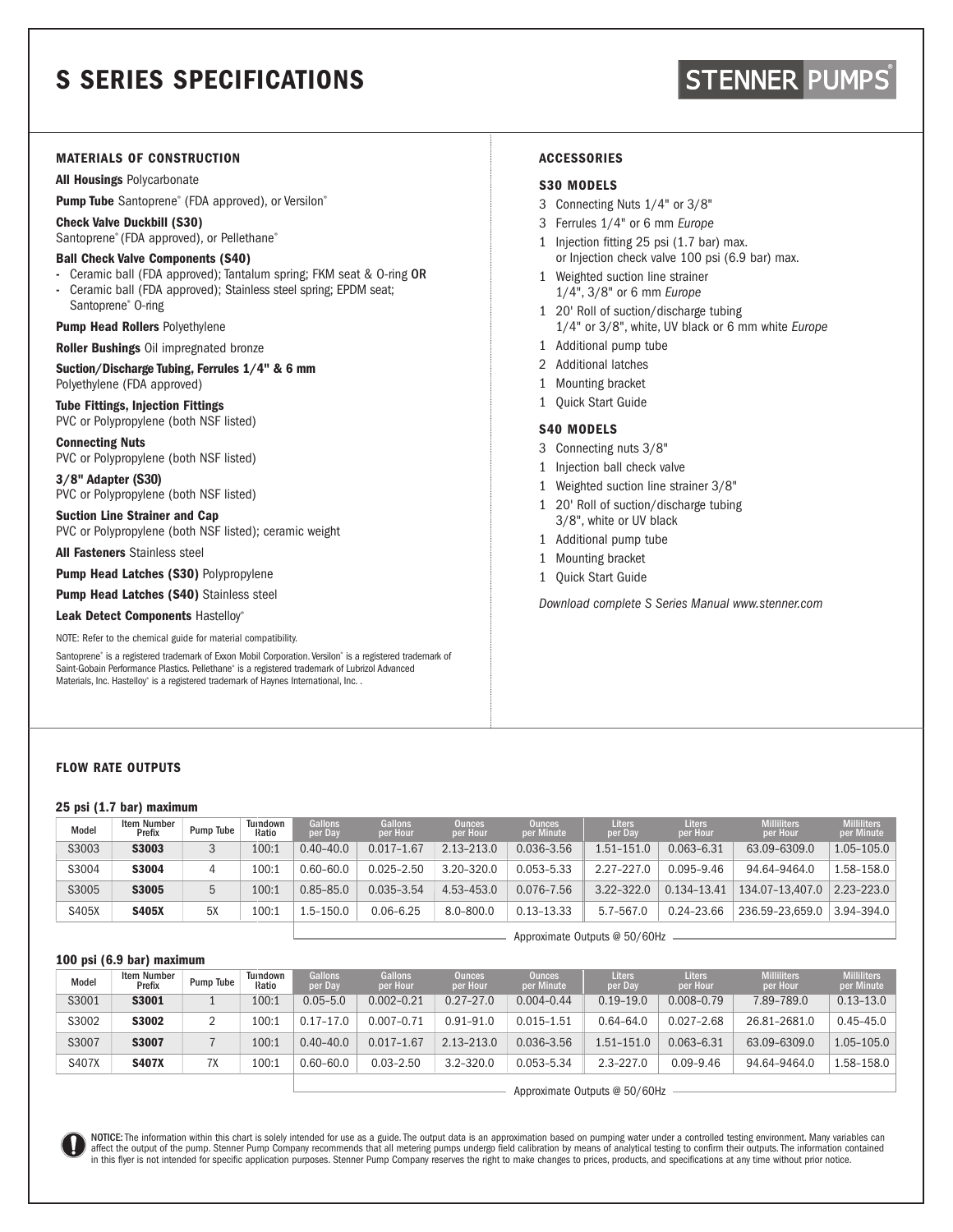# S SERIES SPECIFICATIONS

STENNER PUMPS®

## MATERIALS OF CONSTRUCTION

**All Housings** Polycarbonate

**Pump Tube** Santoprene® (FDA approved), or Versilon®

**Check Valve Duckbill (S30)**
Santoprene® (FDA approved), or Pellethane®

**Ball Check Valve Components (S40)**
- Ceramic ball (FDA approved); Tantalum spring; FKM seat & O-ring **OR**
- Ceramic ball (FDA approved); Stainless steel spring; EPDM seat; Santoprene® O-ring

**Pump Head Rollers** Polyethylene

**Roller Bushings** Oil impregnated bronze

**Suction/Discharge Tubing, Ferrules 1/4" & 6 mm**
Polyethylene (FDA approved)

**Tube Fittings, Injection Fittings**
PVC or Polypropylene (both NSF listed)

**Connecting Nuts**
PVC or Polypropylene (both NSF listed)

**3/8" Adapter (S30)**
PVC or Polypropylene (both NSF listed)

**Suction Line Strainer and Cap**
PVC or Polypropylene (both NSF listed); ceramic weight

**All Fasteners** Stainless steel

**Pump Head Latches (S30)** Polypropylene

**Pump Head Latches (S40)** Stainless steel

**Leak Detect Components** Hastelloy®

NOTE: Refer to the chemical guide for material compatibility.

Santoprene® is a registered trademark of Exxon Mobil Corporation. Versilon® is a registered trademark of Saint-Gobain Performance Plastics. Pellethane® is a registered trademark of Lubrizol Advanced Materials, Inc. Hastelloy® is a registered trademark of Haynes International, Inc. .

## ACCESSORIES

### S30 MODELS

- 3 Connecting Nuts 1/4" or 3/8"
- 3 Ferrules 1/4" or 6 mm *Europe*
- 1 Injection fitting 25 psi (1.7 bar) max. or Injection check valve 100 psi (6.9 bar) max.
- 1 Weighted suction line strainer 1/4", 3/8" or 6 mm *Europe*
- 1 20' Roll of suction/discharge tubing 1/4" or 3/8", white, UV black or 6 mm white *Europe*
- 1 Additional pump tube
- 2 Additional latches
- 1 Mounting bracket
- 1 Quick Start Guide

### S40 MODELS

- 3 Connecting nuts 3/8"
- 1 Injection ball check valve
- 1 Weighted suction line strainer 3/8"
- 1 20' Roll of suction/discharge tubing 3/8", white or UV black
- 1 Additional pump tube
- 1 Mounting bracket
- 1 Quick Start Guide

*Download complete S Series Manual www.stenner.com*

## FLOW RATE OUTPUTS

### 25 psi (1.7 bar) maximum

| Model | Item Number Prefix | Pump Tube | Turndown Ratio | Gallons per Day | Gallons per Hour | Ounces per Hour | Ounces per Minute | Liters per Day | Liters per Hour | Milliliters per Hour | Milliliters per Minute |
|---|---|---|---|---|---|---|---|---|---|---|---|
| S3003 | **S3003** | 3 | 100:1 | 0.40–40.0 | 0.017–1.67 | 2.13–213.0 | 0.036–3.56 | 1.51–151.0 | 0.063–6.31 | 63.09–6309.0 | 1.05–105.0 |
| S3004 | **S3004** | 4 | 100:1 | 0.60–60.0 | 0.025–2.50 | 3.20–320.0 | 0.053–5.33 | 2.27–227.0 | 0.095–9.46 | 94.64–9464.0 | 1.58–158.0 |
| S3005 | **S3005** | 5 | 100:1 | 0.85–85.0 | 0.035–3.54 | 4.53–453.0 | 0.076–7.56 | 3.22–322.0 | 0.134–13.41 | 134.07–13,407.0 | 2.23–223.0 |
| S405X | **S405X** | 5X | 100:1 | 1.5–150.0 | 0.06–6.25 | 8.0–800.0 | 0.13–13.33 | 5.7–567.0 | 0.24–23.66 | 236.59–23,659.0 | 3.94–394.0 |

Approximate Outputs @ 50/60Hz

### 100 psi (6.9 bar) maximum

| Model | Item Number Prefix | Pump Tube | Turndown Ratio | Gallons per Day | Gallons per Hour | Ounces per Hour | Ounces per Minute | Liters per Day | Liters per Hour | Milliliters per Hour | Milliliters per Minute |
|---|---|---|---|---|---|---|---|---|---|---|---|
| S3001 | **S3001** | 1 | 100:1 | 0.05–5.0 | 0.002–0.21 | 0.27–27.0 | 0.004–0.44 | 0.19–19.0 | 0.008–0.79 | 7.89–789.0 | 0.13–13.0 |
| S3002 | **S3002** | 2 | 100:1 | 0.17–17.0 | 0.007–0.71 | 0.91–91.0 | 0.015–1.51 | 0.64–64.0 | 0.027–2.68 | 26.81–2681.0 | 0.45–45.0 |
| S3007 | **S3007** | 7 | 100:1 | 0.40–40.0 | 0.017–1.67 | 2.13–213.0 | 0.036–3.56 | 1.51–151.0 | 0.063–6.31 | 63.09–6309.0 | 1.05–105.0 |
| S407X | **S407X** | 7X | 100:1 | 0.60–60.0 | 0.03–2.50 | 3.2–320.0 | 0.053–5.34 | 2.3–227.0 | 0.09–9.46 | 94.64–9464.0 | 1.58–158.0 |

Approximate Outputs @ 50/60Hz

**NOTICE:** The information within this chart is solely intended for use as a guide. The output data is an approximation based on pumping water under a controlled testing environment. Many variables can affect the output of the pump. Stenner Pump Company recommends that all metering pumps undergo field calibration by means of analytical testing to confirm their outputs. The information contained in this flyer is not intended for specific application purposes. Stenner Pump Company reserves the right to make changes to prices, products, and specifications at any time without prior notice.